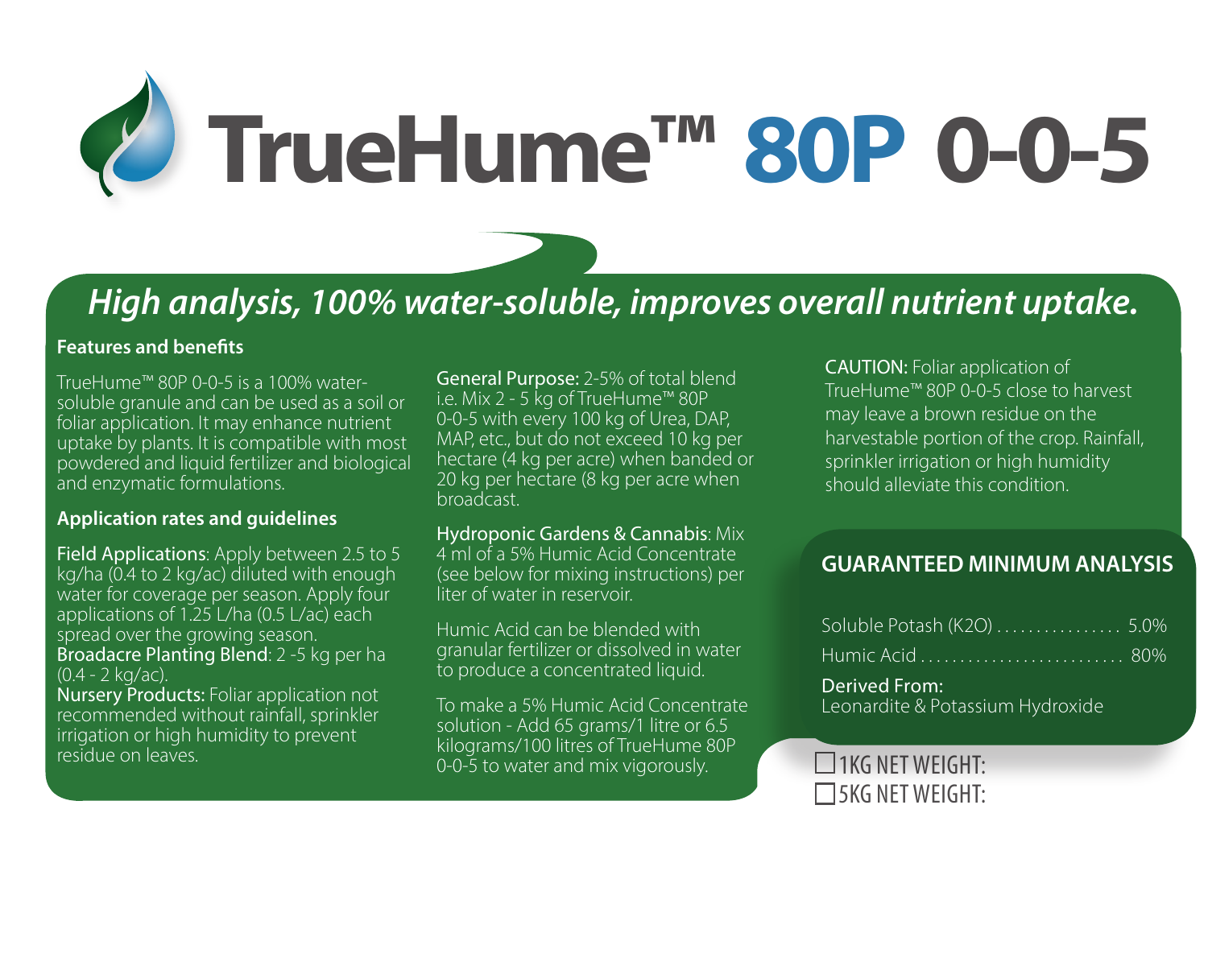# TrueHume™ 80P 0-0-5

## *High analysis, 100% water-soluble, improves overall nutrient uptake.*

### Features and benefits

TrueHume™ 80P 0-0-5 is a 100% water-soluble granule and can be used as a soil or foliar application. It may enhance nutrient uptake by plants. It is compatible with most powdered and liquid fertilizer and biological and enzymatic formulations.

### Application rates and guidelines

**Field Applications**: Apply between 2.5 to 5 kg/ha (0.4 to 2 kg/ac) diluted with enough water for coverage per season. Apply four applications of 1.25 L/ha (0.5 L/ac) each spread over the growing season.
**Broadacre Planting Blend**: 2 -5 kg per ha (0.4 - 2 kg/ac).
**Nursery Products:** Foliar application not recommended without rainfall, sprinkler irrigation or high humidity to prevent residue on leaves.

**General Purpose:** 2-5% of total blend i.e. Mix 2 - 5 kg of TrueHume™ 80P 0-0-5 with every 100 kg of Urea, DAP, MAP, etc., but do not exceed 10 kg per hectare (4 kg per acre) when banded or 20 kg per hectare (8 kg per acre when broadcast.

**Hydroponic Gardens & Cannabis**: Mix 4 ml of a 5% Humic Acid Concentrate (see below for mixing instructions) per liter of water in reservoir.

Humic Acid can be blended with granular fertilizer or dissolved in water to produce a concentrated liquid.

To make a 5% Humic Acid Concentrate solution - Add 65 grams/1 litre or 6.5 kilograms/100 litres of TrueHume 80P 0-0-5 to water and mix vigorously.

**CAUTION:** Foliar application of TrueHume™ 80P 0-0-5 close to harvest may leave a brown residue on the harvestable portion of the crop. Rainfall, sprinkler irrigation or high humidity should alleviate this condition.

### GUARANTEED MINIMUM ANALYSIS

| | |
|---|---|
| Soluble Potash (K2O) | 5.0% |
| Humic Acid | 80% |

**Derived From:**
Leonardite & Potassium Hydroxide

☐ 1KG NET WEIGHT:
☐ 5KG NET WEIGHT: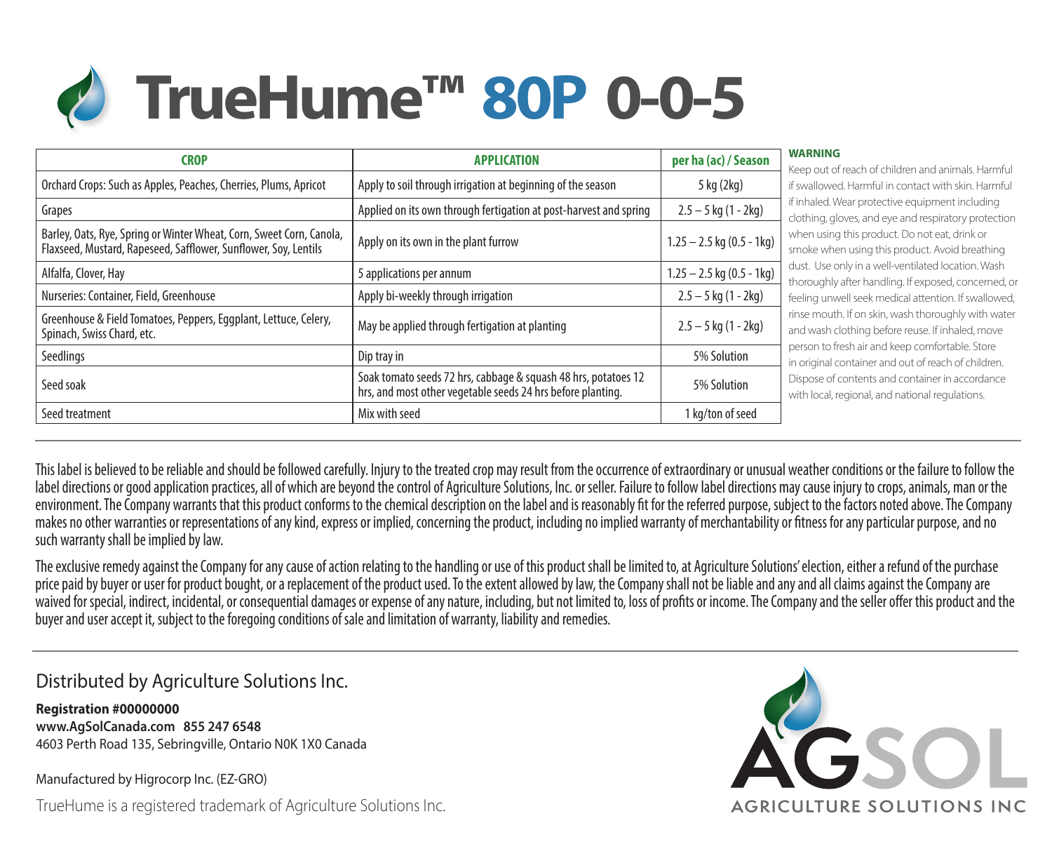# TrueHume™ 80P 0-0-5

| CROP | APPLICATION | per ha (ac) / Season |
|---|---|---|
| Orchard Crops: Such as Apples, Peaches, Cherries, Plums, Apricot | Apply to soil through irrigation at beginning of the season | 5 kg (2kg) |
| Grapes | Applied on its own through fertigation at post-harvest and spring | 2.5 – 5 kg (1 - 2kg) |
| Barley, Oats, Rye, Spring or Winter Wheat, Corn, Sweet Corn, Canola, Flaxseed, Mustard, Rapeseed, Safflower, Sunflower, Soy, Lentils | Apply on its own in the plant furrow | 1.25 – 2.5 kg (0.5 - 1kg) |
| Alfalfa, Clover, Hay | 5 applications per annum | 1.25 – 2.5 kg (0.5 - 1kg) |
| Nurseries: Container, Field, Greenhouse | Apply bi-weekly through irrigation | 2.5 – 5 kg (1 - 2kg) |
| Greenhouse & Field Tomatoes, Peppers, Eggplant, Lettuce, Celery, Spinach, Swiss Chard, etc. | May be applied through fertigation at planting | 2.5 – 5 kg (1 - 2kg) |
| Seedlings | Dip tray in | 5% Solution |
| Seed soak | Soak tomato seeds 72 hrs, cabbage & squash 48 hrs, potatoes 12 hrs, and most other vegetable seeds 24 hrs before planting. | 5% Solution |
| Seed treatment | Mix with seed | 1 kg/ton of seed |

**WARNING**

Keep out of reach of children and animals. Harmful if swallowed. Harmful in contact with skin. Harmful if inhaled. Wear protective equipment including clothing, gloves, and eye and respiratory protection when using this product. Do not eat, drink or smoke when using this product. Avoid breathing dust. Use only in a well-ventilated location. Wash thoroughly after handling. If exposed, concerned, or feeling unwell seek medical attention. If swallowed, rinse mouth. If on skin, wash thoroughly with water and wash clothing before reuse. If inhaled, move person to fresh air and keep comfortable. Store in original container and out of reach of children. Dispose of contents and container in accordance with local, regional, and national regulations.

This label is believed to be reliable and should be followed carefully. Injury to the treated crop may result from the occurrence of extraordinary or unusual weather conditions or the failure to follow the label directions or good application practices, all of which are beyond the control of Agriculture Solutions, Inc. or seller. Failure to follow label directions may cause injury to crops, animals, man or the environment. The Company warrants that this product conforms to the chemical description on the label and is reasonably fit for the referred purpose, subject to the factors noted above. The Company makes no other warranties or representations of any kind, express or implied, concerning the product, including no implied warranty of merchantability or fitness for any particular purpose, and no such warranty shall be implied by law.

The exclusive remedy against the Company for any cause of action relating to the handling or use of this product shall be limited to, at Agriculture Solutions' election, either a refund of the purchase price paid by buyer or user for product bought, or a replacement of the product used. To the extent allowed by law, the Company shall not be liable and any and all claims against the Company are waived for special, indirect, incidental, or consequential damages or expense of any nature, including, but not limited to, loss of profits or income. The Company and the seller offer this product and the buyer and user accept it, subject to the foregoing conditions of sale and limitation of warranty, liability and remedies.

Distributed by Agriculture Solutions Inc.

**Registration #00000000**
**www.AgSolCanada.com 855 247 6548**
4603 Perth Road 135, Sebringville, Ontario N0K 1X0 Canada

Manufactured by Higrocorp Inc. (EZ-GRO)

TrueHume is a registered trademark of Agriculture Solutions Inc.

AGSOL
AGRICULTURE SOLUTIONS INC